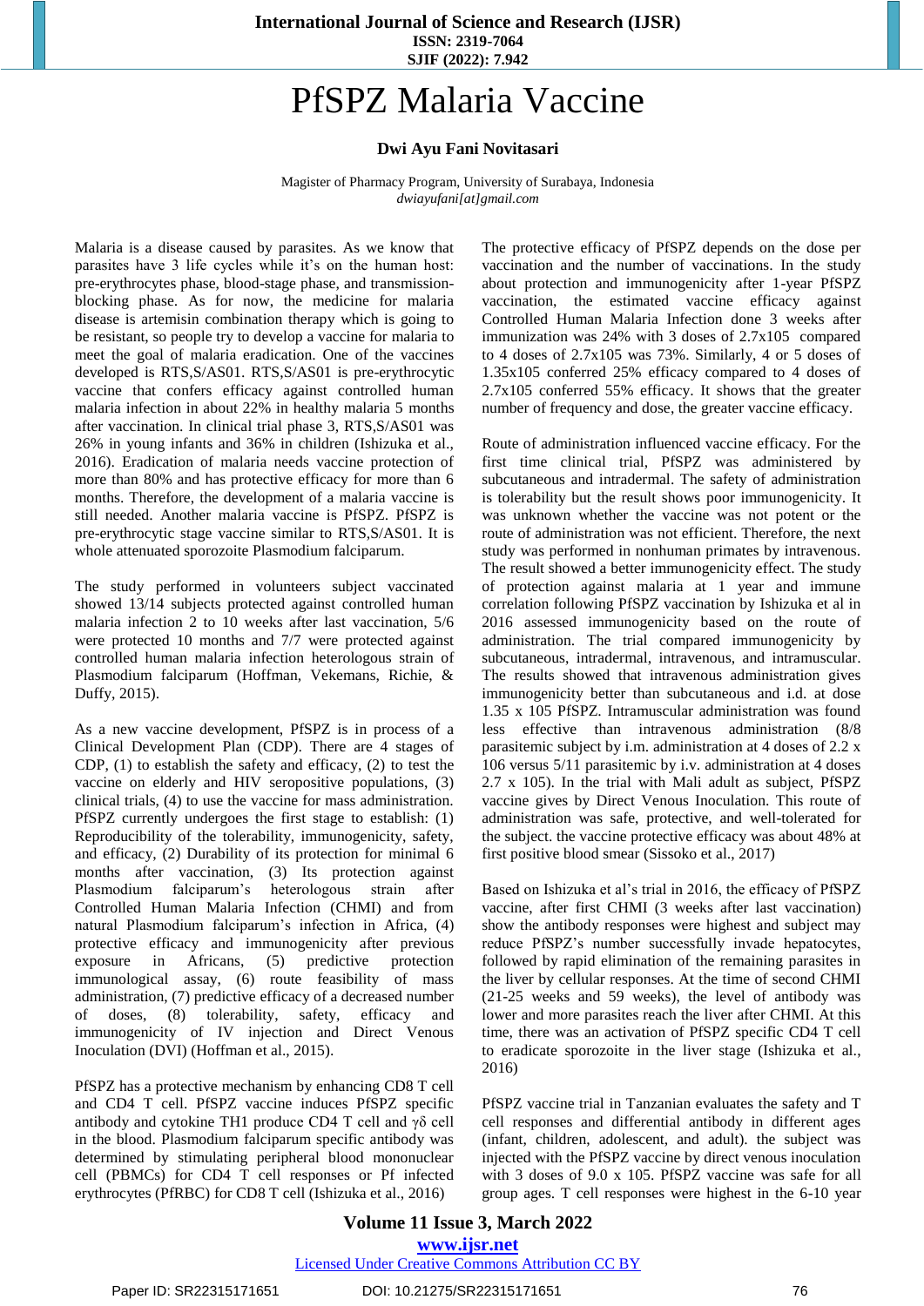# PfSPZ Malaria Vaccine

**Dwi Ayu Fani Novitasari**

Magister of Pharmacy Program, University of Surabaya, Indonesia
*dwiayufani[at]gmail.com*

Malaria is a disease caused by parasites. As we know that parasites have 3 life cycles while it's on the human host: pre-erythrocytes phase, blood-stage phase, and transmission-blocking phase. As for now, the medicine for malaria disease is artemisin combination therapy which is going to be resistant, so people try to develop a vaccine for malaria to meet the goal of malaria eradication. One of the vaccines developed is RTS,S/AS01. RTS,S/AS01 is pre-erythrocytic vaccine that confers efficacy against controlled human malaria infection in about 22% in healthy malaria 5 months after vaccination. In clinical trial phase 3, RTS,S/AS01 was 26% in young infants and 36% in children (Ishizuka et al., 2016). Eradication of malaria needs vaccine protection of more than 80% and has protective efficacy for more than 6 months. Therefore, the development of a malaria vaccine is still needed. Another malaria vaccine is PfSPZ. PfSPZ is pre-erythrocytic stage vaccine similar to RTS,S/AS01. It is whole attenuated sporozoite Plasmodium falciparum.

The study performed in volunteers subject vaccinated showed 13/14 subjects protected against controlled human malaria infection 2 to 10 weeks after last vaccination, 5/6 were protected 10 months and 7/7 were protected against controlled human malaria infection heterologous strain of Plasmodium falciparum (Hoffman, Vekemans, Richie, & Duffy, 2015).

As a new vaccine development, PfSPZ is in process of a Clinical Development Plan (CDP). There are 4 stages of CDP, (1) to establish the safety and efficacy, (2) to test the vaccine on elderly and HIV seropositive populations, (3) clinical trials, (4) to use the vaccine for mass administration. PfSPZ currently undergoes the first stage to establish: (1) Reproducibility of the tolerability, immunogenicity, safety, and efficacy, (2) Durability of its protection for minimal 6 months after vaccination, (3) Its protection against Plasmodium falciparum's heterologous strain after Controlled Human Malaria Infection (CHMI) and from natural Plasmodium falciparum's infection in Africa, (4) protective efficacy and immunogenicity after previous exposure in Africans, (5) predictive protection immunological assay, (6) route feasibility of mass administration, (7) predictive efficacy of a decreased number of doses, (8) tolerability, safety, efficacy and immunogenicity of IV injection and Direct Venous Inoculation (DVI) (Hoffman et al., 2015).

PfSPZ has a protective mechanism by enhancing CD8 T cell and CD4 T cell. PfSPZ vaccine induces PfSPZ specific antibody and cytokine TH1 produce CD4 T cell and γδ cell in the blood. Plasmodium falciparum specific antibody was determined by stimulating peripheral blood mononuclear cell (PBMCs) for CD4 T cell responses or Pf infected erythrocytes (PfRBC) for CD8 T cell (Ishizuka et al., 2016)

The protective efficacy of PfSPZ depends on the dose per vaccination and the number of vaccinations. In the study about protection and immunogenicity after 1-year PfSPZ vaccination, the estimated vaccine efficacy against Controlled Human Malaria Infection done 3 weeks after immunization was 24% with 3 doses of 2.7x105 compared to 4 doses of 2.7x105 was 73%. Similarly, 4 or 5 doses of 1.35x105 conferred 25% efficacy compared to 4 doses of 2.7x105 conferred 55% efficacy. It shows that the greater number of frequency and dose, the greater vaccine efficacy.

Route of administration influenced vaccine efficacy. For the first time clinical trial, PfSPZ was administered by subcutaneous and intradermal. The safety of administration is tolerability but the result shows poor immunogenicity. It was unknown whether the vaccine was not potent or the route of administration was not efficient. Therefore, the next study was performed in nonhuman primates by intravenous. The result showed a better immunogenicity effect. The study of protection against malaria at 1 year and immune correlation following PfSPZ vaccination by Ishizuka et al in 2016 assessed immunogenicity based on the route of administration. The trial compared immunogenicity by subcutaneous, intradermal, intravenous, and intramuscular. The results showed that intravenous administration gives immunogenicity better than subcutaneous and i.d. at dose 1.35 x 105 PfSPZ. Intramuscular administration was found less effective than intravenous administration (8/8 parasitemic subject by i.m. administration at 4 doses of 2.2 x 106 versus 5/11 parasitemic by i.v. administration at 4 doses 2.7 x 105). In the trial with Mali adult as subject, PfSPZ vaccine gives by Direct Venous Inoculation. This route of administration was safe, protective, and well-tolerated for the subject. the vaccine protective efficacy was about 48% at first positive blood smear (Sissoko et al., 2017)

Based on Ishizuka et al's trial in 2016, the efficacy of PfSPZ vaccine, after first CHMI (3 weeks after last vaccination) show the antibody responses were highest and subject may reduce PfSPZ's number successfully invade hepatocytes, followed by rapid elimination of the remaining parasites in the liver by cellular responses. At the time of second CHMI (21-25 weeks and 59 weeks), the level of antibody was lower and more parasites reach the liver after CHMI. At this time, there was an activation of PfSPZ specific CD4 T cell to eradicate sporozoite in the liver stage (Ishizuka et al., 2016)

PfSPZ vaccine trial in Tanzanian evaluates the safety and T cell responses and differential antibody in different ages (infant, children, adolescent, and adult). the subject was injected with the PfSPZ vaccine by direct venous inoculation with 3 doses of 9.0 x 105. PfSPZ vaccine was safe for all group ages. T cell responses were highest in the 6-10 year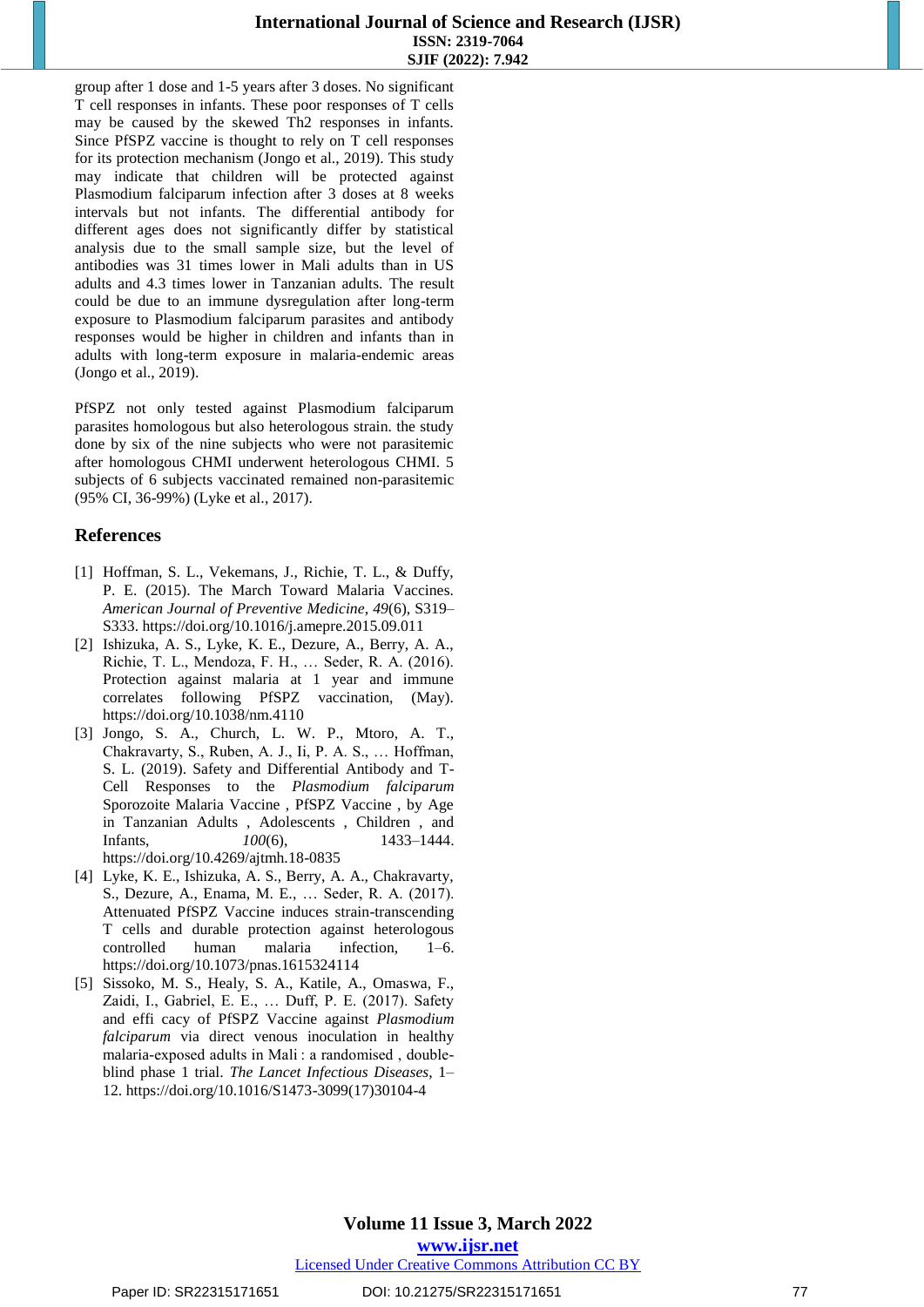group after 1 dose and 1-5 years after 3 doses. No significant T cell responses in infants. These poor responses of T cells may be caused by the skewed Th2 responses in infants. Since PfSPZ vaccine is thought to rely on T cell responses for its protection mechanism (Jongo et al., 2019). This study may indicate that children will be protected against Plasmodium falciparum infection after 3 doses at 8 weeks intervals but not infants. The differential antibody for different ages does not significantly differ by statistical analysis due to the small sample size, but the level of antibodies was 31 times lower in Mali adults than in US adults and 4.3 times lower in Tanzanian adults. The result could be due to an immune dysregulation after long-term exposure to Plasmodium falciparum parasites and antibody responses would be higher in children and infants than in adults with long-term exposure in malaria-endemic areas (Jongo et al., 2019).

PfSPZ not only tested against Plasmodium falciparum parasites homologous but also heterologous strain. the study done by six of the nine subjects who were not parasitemic after homologous CHMI underwent heterologous CHMI. 5 subjects of 6 subjects vaccinated remained non-parasitemic (95% CI, 36-99%) (Lyke et al., 2017).

## References

[1] Hoffman, S. L., Vekemans, J., Richie, T. L., & Duffy, P. E. (2015). The March Toward Malaria Vaccines. *American Journal of Preventive Medicine*, *49*(6), S319–S333. https://doi.org/10.1016/j.amepre.2015.09.011

[2] Ishizuka, A. S., Lyke, K. E., Dezure, A., Berry, A. A., Richie, T. L., Mendoza, F. H., … Seder, R. A. (2016). Protection against malaria at 1 year and immune correlates following PfSPZ vaccination, (May). https://doi.org/10.1038/nm.4110

[3] Jongo, S. A., Church, L. W. P., Mtoro, A. T., Chakravarty, S., Ruben, A. J., Ii, P. A. S., … Hoffman, S. L. (2019). Safety and Differential Antibody and T-Cell Responses to the *Plasmodium falciparum* Sporozoite Malaria Vaccine , PfSPZ Vaccine , by Age in Tanzanian Adults , Adolescents , Children , and Infants, *100*(6), 1433–1444. https://doi.org/10.4269/ajtmh.18-0835

[4] Lyke, K. E., Ishizuka, A. S., Berry, A. A., Chakravarty, S., Dezure, A., Enama, M. E., … Seder, R. A. (2017). Attenuated PfSPZ Vaccine induces strain-transcending T cells and durable protection against heterologous controlled human malaria infection, 1–6. https://doi.org/10.1073/pnas.1615324114

[5] Sissoko, M. S., Healy, S. A., Katile, A., Omaswa, F., Zaidi, I., Gabriel, E. E., … Duff, P. E. (2017). Safety and effi cacy of PfSPZ Vaccine against *Plasmodium falciparum* via direct venous inoculation in healthy malaria-exposed adults in Mali : a randomised , double-blind phase 1 trial. *The Lancet Infectious Diseases*, 1–12. https://doi.org/10.1016/S1473-3099(17)30104-4